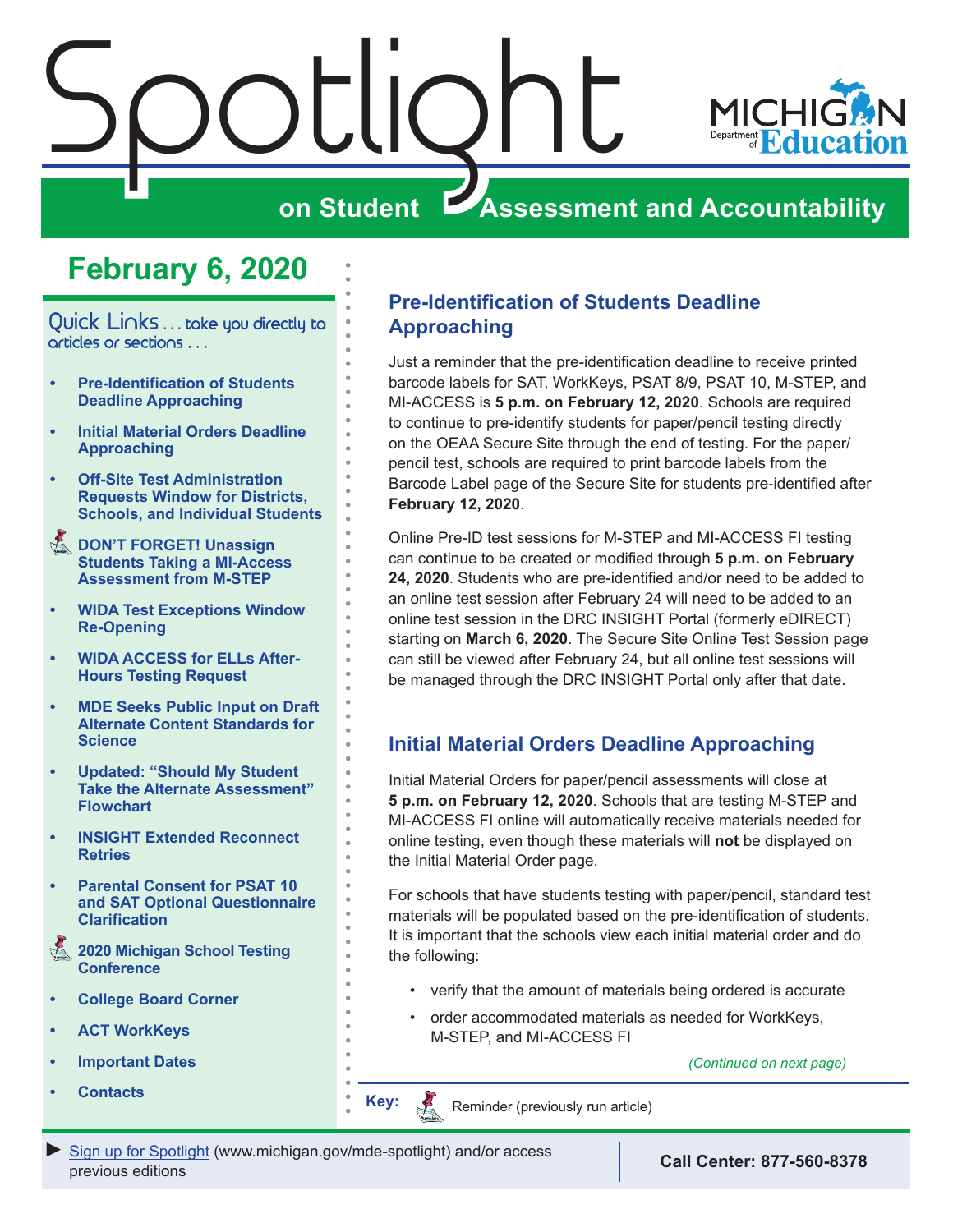# Spotlight on Student Assessment and Accountability

## February 6, 2020

Quick Links . . . take you directly to articles or sections . . .

- Pre-Identification of Students Deadline Approaching
- Initial Material Orders Deadline Approaching
- Off-Site Test Administration Requests Window for Districts, Schools, and Individual Students
- DON'T FORGET! Unassign Students Taking a MI-Access Assessment from M-STEP
- WIDA Test Exceptions Window Re-Opening
- WIDA ACCESS for ELLs After-Hours Testing Request
- MDE Seeks Public Input on Draft Alternate Content Standards for Science
- Updated: "Should My Student Take the Alternate Assessment" Flowchart
- INSIGHT Extended Reconnect Retries
- Parental Consent for PSAT 10 and SAT Optional Questionnaire Clarification
- 2020 Michigan School Testing Conference
- College Board Corner
- ACT WorkKeys
- Important Dates
- Contacts

## Pre-Identification of Students Deadline Approaching

Just a reminder that the pre-identification deadline to receive printed barcode labels for SAT, WorkKeys, PSAT 8/9, PSAT 10, M-STEP, and MI-ACCESS is **5 p.m. on February 12, 2020**. Schools are required to continue to pre-identify students for paper/pencil testing directly on the OEAA Secure Site through the end of testing. For the paper/pencil test, schools are required to print barcode labels from the Barcode Label page of the Secure Site for students pre-identified after **February 12, 2020**.

Online Pre-ID test sessions for M-STEP and MI-ACCESS FI testing can continue to be created or modified through **5 p.m. on February 24, 2020**. Students who are pre-identified and/or need to be added to an online test session after February 24 will need to be added to an online test session in the DRC INSIGHT Portal (formerly eDIRECT) starting on **March 6, 2020**. The Secure Site Online Test Session page can still be viewed after February 24, but all online test sessions will be managed through the DRC INSIGHT Portal only after that date.

## Initial Material Orders Deadline Approaching

Initial Material Orders for paper/pencil assessments will close at **5 p.m. on February 12, 2020**. Schools that are testing M-STEP and MI-ACCESS FI online will automatically receive materials needed for online testing, even though these materials will **not** be displayed on the Initial Material Order page.

For schools that have students testing with paper/pencil, standard test materials will be populated based on the pre-identification of students. It is important that the schools view each initial material order and do the following:

- verify that the amount of materials being ordered is accurate
- order accommodated materials as needed for WorkKeys, M-STEP, and MI-ACCESS FI

*(Continued on next page)*

Key: Reminder (previously run article)

► Sign up for Spotlight (www.michigan.gov/mde-spotlight) and/or access previous editions

Call Center: 877-560-8378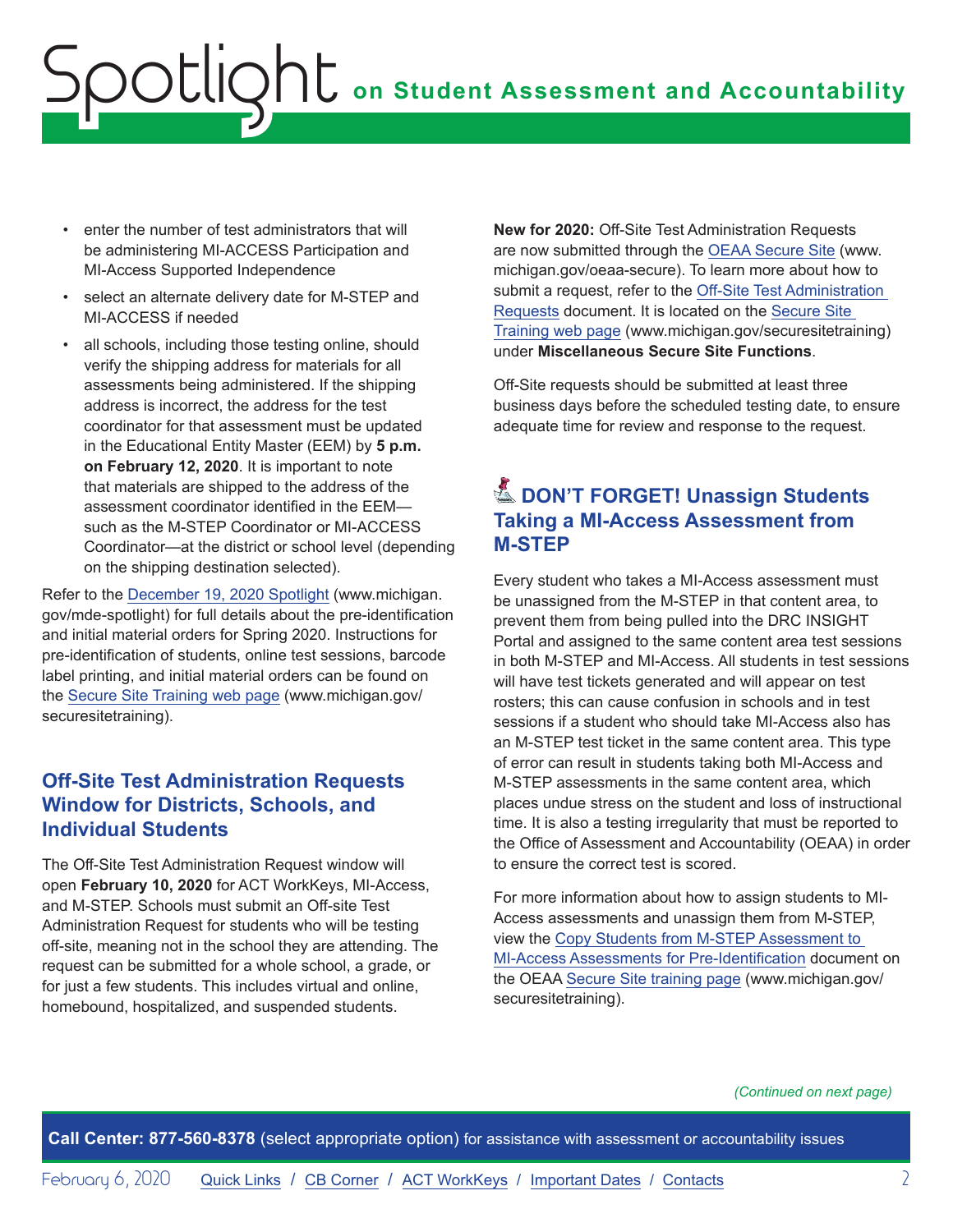- enter the number of test administrators that will be administering MI-ACCESS Participation and MI-Access Supported Independence
- select an alternate delivery date for M-STEP and MI-ACCESS if needed
- all schools, including those testing online, should verify the shipping address for materials for all assessments being administered. If the shipping address is incorrect, the address for the test coordinator for that assessment must be updated in the Educational Entity Master (EEM) by **5 p.m. on February 12, 2020**. It is important to note that materials are shipped to the address of the assessment coordinator identified in the EEM—such as the M-STEP Coordinator or MI-ACCESS Coordinator—at the district or school level (depending on the shipping destination selected).

Refer to the December 19, 2020 Spotlight (www.michigan.gov/mde-spotlight) for full details about the pre-identification and initial material orders for Spring 2020. Instructions for pre-identification of students, online test sessions, barcode label printing, and initial material orders can be found on the Secure Site Training web page (www.michigan.gov/securesitetraining).

## Off-Site Test Administration Requests Window for Districts, Schools, and Individual Students

The Off-Site Test Administration Request window will open **February 10, 2020** for ACT WorkKeys, MI-Access, and M-STEP. Schools must submit an Off-site Test Administration Request for students who will be testing off-site, meaning not in the school they are attending. The request can be submitted for a whole school, a grade, or for just a few students. This includes virtual and online, homebound, hospitalized, and suspended students.

**New for 2020:** Off-Site Test Administration Requests are now submitted through the OEAA Secure Site (www.michigan.gov/oeaa-secure). To learn more about how to submit a request, refer to the Off-Site Test Administration Requests document. It is located on the Secure Site Training web page (www.michigan.gov/securesitetraining) under **Miscellaneous Secure Site Functions**.

Off-Site requests should be submitted at least three business days before the scheduled testing date, to ensure adequate time for review and response to the request.

## DON'T FORGET! Unassign Students Taking a MI-Access Assessment from M-STEP

Every student who takes a MI-Access assessment must be unassigned from the M-STEP in that content area, to prevent them from being pulled into the DRC INSIGHT Portal and assigned to the same content area test sessions in both M-STEP and MI-Access. All students in test sessions will have test tickets generated and will appear on test rosters; this can cause confusion in schools and in test sessions if a student who should take MI-Access also has an M-STEP test ticket in the same content area. This type of error can result in students taking both MI-Access and M-STEP assessments in the same content area, which places undue stress on the student and loss of instructional time. It is also a testing irregularity that must be reported to the Office of Assessment and Accountability (OEAA) in order to ensure the correct test is scored.

For more information about how to assign students to MI-Access assessments and unassign them from M-STEP, view the Copy Students from M-STEP Assessment to MI-Access Assessments for Pre-Identification document on the OEAA Secure Site training page (www.michigan.gov/securesitetraining).

*(Continued on next page)*

**Call Center: 877-560-8378** (select appropriate option) for assistance with assessment or accountability issues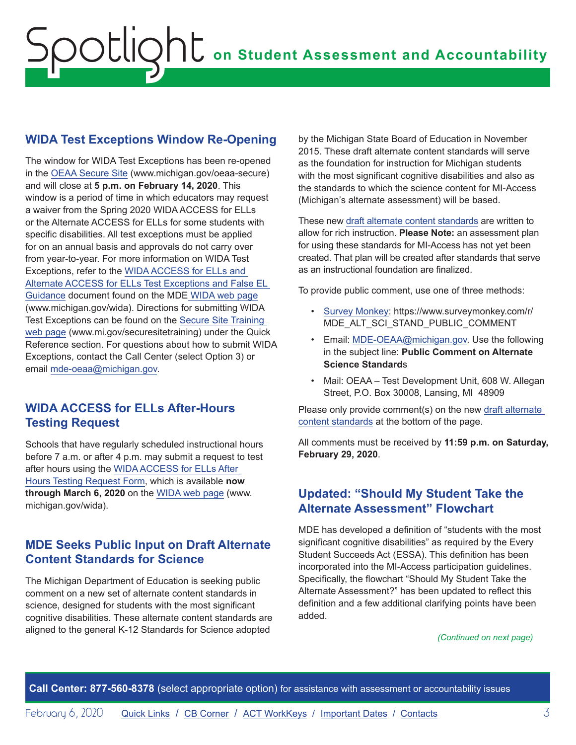## WIDA Test Exceptions Window Re-Opening

The window for WIDA Test Exceptions has been re-opened in the OEAA Secure Site (www.michigan.gov/oeaa-secure) and will close at **5 p.m. on February 14, 2020**. This window is a period of time in which educators may request a waiver from the Spring 2020 WIDA ACCESS for ELLs or the Alternate ACCESS for ELLs for some students with specific disabilities. All test exceptions must be applied for on an annual basis and approvals do not carry over from year-to-year. For more information on WIDA Test Exceptions, refer to the WIDA ACCESS for ELLs and Alternate ACCESS for ELLs Test Exceptions and False EL Guidance document found on the MDE WIDA web page (www.michigan.gov/wida). Directions for submitting WIDA Test Exceptions can be found on the Secure Site Training web page (www.mi.gov/securesitetraining) under the Quick Reference section. For questions about how to submit WIDA Exceptions, contact the Call Center (select Option 3) or email mde-oeaa@michigan.gov.

## WIDA ACCESS for ELLs After-Hours Testing Request

Schools that have regularly scheduled instructional hours before 7 a.m. or after 4 p.m. may submit a request to test after hours using the WIDA ACCESS for ELLs After Hours Testing Request Form, which is available **now through March 6, 2020** on the WIDA web page (www.michigan.gov/wida).

## MDE Seeks Public Input on Draft Alternate Content Standards for Science

The Michigan Department of Education is seeking public comment on a new set of alternate content standards in science, designed for students with the most significant cognitive disabilities. These alternate content standards are aligned to the general K-12 Standards for Science adopted by the Michigan State Board of Education in November 2015. These draft alternate content standards will serve as the foundation for instruction for Michigan students with the most significant cognitive disabilities and also as the standards to which the science content for MI-Access (Michigan's alternate assessment) will be based.

These new draft alternate content standards are written to allow for rich instruction. **Please Note:** an assessment plan for using these standards for MI-Access has not yet been created. That plan will be created after standards that serve as an instructional foundation are finalized.

To provide public comment, use one of three methods:

- Survey Monkey: https://www.surveymonkey.com/r/MDE_ALT_SCI_STAND_PUBLIC_COMMENT
- Email: MDE-OEAA@michigan.gov. Use the following in the subject line: **Public Comment on Alternate Science Standards**
- Mail: OEAA – Test Development Unit, 608 W. Allegan Street, P.O. Box 30008, Lansing, MI 48909

Please only provide comment(s) on the new draft alternate content standards at the bottom of the page.

All comments must be received by **11:59 p.m. on Saturday, February 29, 2020**.

## Updated: "Should My Student Take the Alternate Assessment" Flowchart

MDE has developed a definition of "students with the most significant cognitive disabilities" as required by the Every Student Succeeds Act (ESSA). This definition has been incorporated into the MI-Access participation guidelines. Specifically, the flowchart "Should My Student Take the Alternate Assessment?" has been updated to reflect this definition and a few additional clarifying points have been added.

*(Continued on next page)*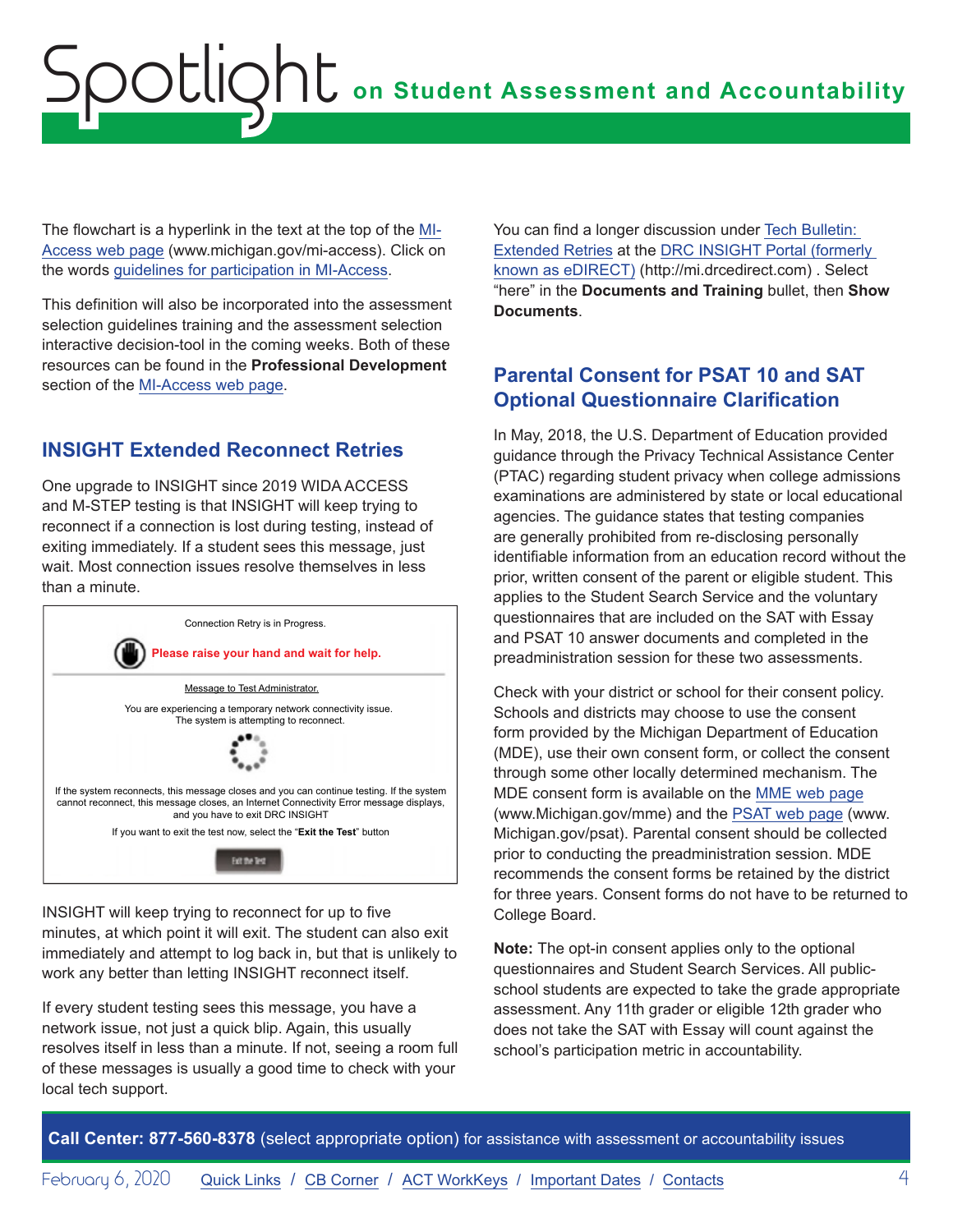The flowchart is a hyperlink in the text at the top of the MI-Access web page (www.michigan.gov/mi-access). Click on the words guidelines for participation in MI-Access.

This definition will also be incorporated into the assessment selection guidelines training and the assessment selection interactive decision-tool in the coming weeks. Both of these resources can be found in the **Professional Development** section of the MI-Access web page.

## INSIGHT Extended Reconnect Retries

One upgrade to INSIGHT since 2019 WIDA ACCESS and M-STEP testing is that INSIGHT will keep trying to reconnect if a connection is lost during testing, instead of exiting immediately. If a student sees this message, just wait. Most connection issues resolve themselves in less than a minute.

Connection Retry is in Progress.

**Please raise your hand and wait for help.**

Message to Test Administrator.

You are experiencing a temporary network connectivity issue. The system is attempting to reconnect.

If the system reconnects, this message closes and you can continue testing. If the system cannot reconnect, this message closes, an Internet Connectivity Error message displays, and you have to exit DRC INSIGHT

If you want to exit the test now, select the "**Exit the Test**" button

Exit the Test

INSIGHT will keep trying to reconnect for up to five minutes, at which point it will exit. The student can also exit immediately and attempt to log back in, but that is unlikely to work any better than letting INSIGHT reconnect itself.

If every student testing sees this message, you have a network issue, not just a quick blip. Again, this usually resolves itself in less than a minute. If not, seeing a room full of these messages is usually a good time to check with your local tech support.

You can find a longer discussion under Tech Bulletin: Extended Retries at the DRC INSIGHT Portal (formerly known as eDIRECT) (http://mi.drcedirect.com) . Select "here" in the **Documents and Training** bullet, then **Show Documents**.

## Parental Consent for PSAT 10 and SAT Optional Questionnaire Clarification

In May, 2018, the U.S. Department of Education provided guidance through the Privacy Technical Assistance Center (PTAC) regarding student privacy when college admissions examinations are administered by state or local educational agencies. The guidance states that testing companies are generally prohibited from re-disclosing personally identifiable information from an education record without the prior, written consent of the parent or eligible student. This applies to the Student Search Service and the voluntary questionnaires that are included on the SAT with Essay and PSAT 10 answer documents and completed in the preadministration session for these two assessments.

Check with your district or school for their consent policy. Schools and districts may choose to use the consent form provided by the Michigan Department of Education (MDE), use their own consent form, or collect the consent through some other locally determined mechanism. The MDE consent form is available on the MME web page (www.Michigan.gov/mme) and the PSAT web page (www.Michigan.gov/psat). Parental consent should be collected prior to conducting the preadministration session. MDE recommends the consent forms be retained by the district for three years. Consent forms do not have to be returned to College Board.

**Note:** The opt-in consent applies only to the optional questionnaires and Student Search Services. All public-school students are expected to take the grade appropriate assessment. Any 11th grader or eligible 12th grader who does not take the SAT with Essay will count against the school's participation metric in accountability.

**Call Center: 877-560-8378** (select appropriate option) for assistance with assessment or accountability issues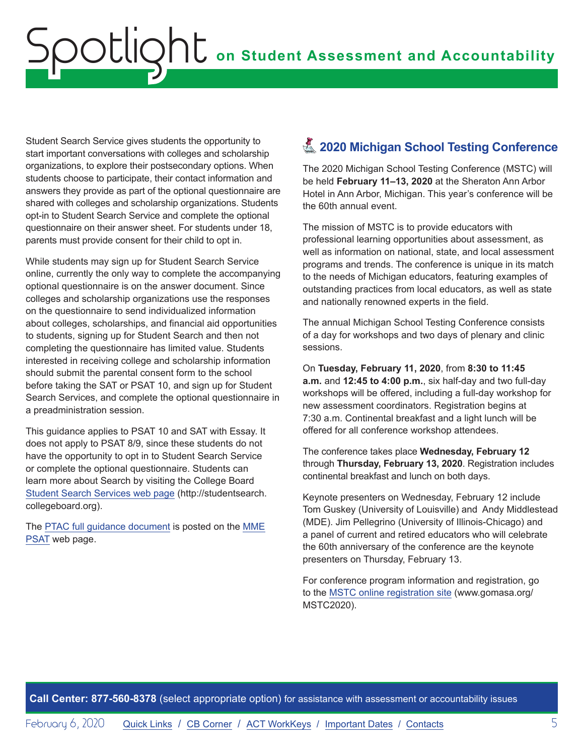Student Search Service gives students the opportunity to start important conversations with colleges and scholarship organizations, to explore their postsecondary options. When students choose to participate, their contact information and answers they provide as part of the optional questionnaire are shared with colleges and scholarship organizations. Students opt-in to Student Search Service and complete the optional questionnaire on their answer sheet. For students under 18, parents must provide consent for their child to opt in.

While students may sign up for Student Search Service online, currently the only way to complete the accompanying optional questionnaire is on the answer document. Since colleges and scholarship organizations use the responses on the questionnaire to send individualized information about colleges, scholarships, and financial aid opportunities to students, signing up for Student Search and then not completing the questionnaire has limited value. Students interested in receiving college and scholarship information should submit the parental consent form to the school before taking the SAT or PSAT 10, and sign up for Student Search Services, and complete the optional questionnaire in a preadministration session.

This guidance applies to PSAT 10 and SAT with Essay. It does not apply to PSAT 8/9, since these students do not have the opportunity to opt in to Student Search Service or complete the optional questionnaire. Students can learn more about Search by visiting the College Board Student Search Services web page (http://studentsearch.collegeboard.org).

The PTAC full guidance document is posted on the MME PSAT web page.

## 2020 Michigan School Testing Conference

The 2020 Michigan School Testing Conference (MSTC) will be held **February 11–13, 2020** at the Sheraton Ann Arbor Hotel in Ann Arbor, Michigan. This year's conference will be the 60th annual event.

The mission of MSTC is to provide educators with professional learning opportunities about assessment, as well as information on national, state, and local assessment programs and trends. The conference is unique in its match to the needs of Michigan educators, featuring examples of outstanding practices from local educators, as well as state and nationally renowned experts in the field.

The annual Michigan School Testing Conference consists of a day for workshops and two days of plenary and clinic sessions.

On **Tuesday, February 11, 2020**, from **8:30 to 11:45 a.m.** and **12:45 to 4:00 p.m.**, six half-day and two full-day workshops will be offered, including a full-day workshop for new assessment coordinators. Registration begins at 7:30 a.m. Continental breakfast and a light lunch will be offered for all conference workshop attendees.

The conference takes place **Wednesday, February 12** through **Thursday, February 13, 2020**. Registration includes continental breakfast and lunch on both days.

Keynote presenters on Wednesday, February 12 include Tom Guskey (University of Louisville) and Andy Middlestead (MDE). Jim Pellegrino (University of Illinois-Chicago) and a panel of current and retired educators who will celebrate the 60th anniversary of the conference are the keynote presenters on Thursday, February 13.

For conference program information and registration, go to the MSTC online registration site (www.gomasa.org/MSTC2020).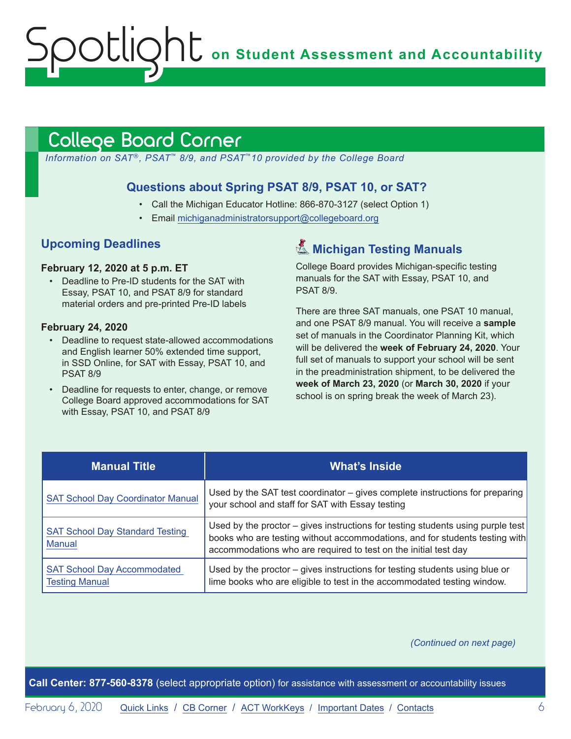# College Board Corner

*Information on SAT®, PSAT™ 8/9, and PSAT™10 provided by the College Board*

### Questions about Spring PSAT 8/9, PSAT 10, or SAT?

- Call the Michigan Educator Hotline: 866-870-3127 (select Option 1)
- Email michiganadministratorsupport@collegeboard.org

## Upcoming Deadlines

**February 12, 2020 at 5 p.m. ET**

- Deadline to Pre-ID students for the SAT with Essay, PSAT 10, and PSAT 8/9 for standard material orders and pre-printed Pre-ID labels

**February 24, 2020**

- Deadline to request state-allowed accommodations and English learner 50% extended time support, in SSD Online, for SAT with Essay, PSAT 10, and PSAT 8/9
- Deadline for requests to enter, change, or remove College Board approved accommodations for SAT with Essay, PSAT 10, and PSAT 8/9

## Michigan Testing Manuals

College Board provides Michigan-specific testing manuals for the SAT with Essay, PSAT 10, and PSAT 8/9.

There are three SAT manuals, one PSAT 10 manual, and one PSAT 8/9 manual. You will receive a **sample** set of manuals in the Coordinator Planning Kit, which will be delivered the **week of February 24, 2020**. Your full set of manuals to support your school will be sent in the preadministration shipment, to be delivered the **week of March 23, 2020** (or **March 30, 2020** if your school is on spring break the week of March 23).

| Manual Title | What's Inside |
| --- | --- |
| SAT School Day Coordinator Manual | Used by the SAT test coordinator – gives complete instructions for preparing your school and staff for SAT with Essay testing |
| SAT School Day Standard Testing Manual | Used by the proctor – gives instructions for testing students using purple test books who are testing without accommodations, and for students testing with accommodations who are required to test on the initial test day |
| SAT School Day Accommodated Testing Manual | Used by the proctor – gives instructions for testing students using blue or lime books who are eligible to test in the accommodated testing window. |

*(Continued on next page)*

**Call Center: 877-560-8378** (select appropriate option) for assistance with assessment or accountability issues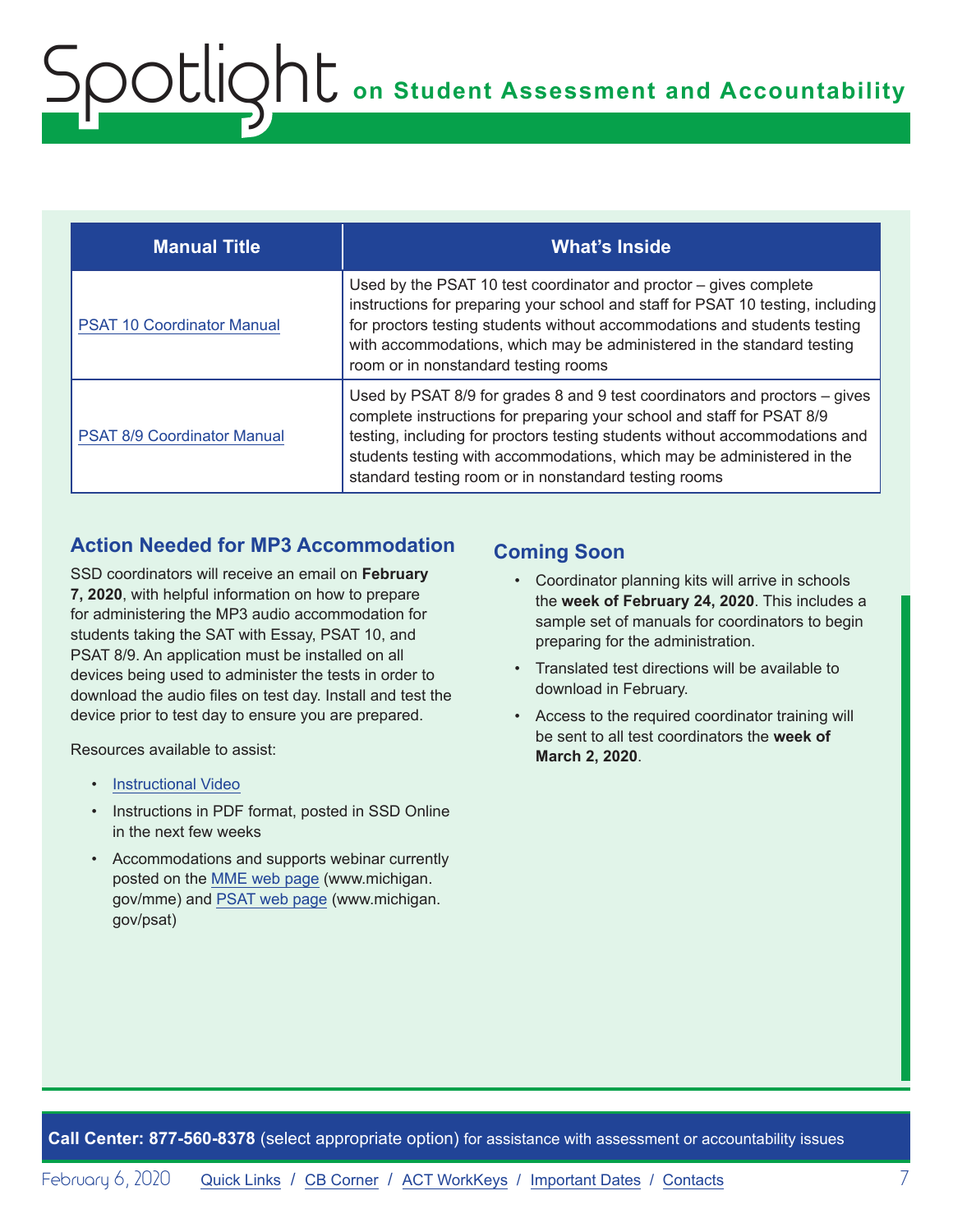| Manual Title | What's Inside |
|---|---|
| PSAT 10 Coordinator Manual | Used by the PSAT 10 test coordinator and proctor – gives complete instructions for preparing your school and staff for PSAT 10 testing, including for proctors testing students without accommodations and students testing with accommodations, which may be administered in the standard testing room or in nonstandard testing rooms |
| PSAT 8/9 Coordinator Manual | Used by PSAT 8/9 for grades 8 and 9 test coordinators and proctors – gives complete instructions for preparing your school and staff for PSAT 8/9 testing, including for proctors testing students without accommodations and students testing with accommodations, which may be administered in the standard testing room or in nonstandard testing rooms |

## Action Needed for MP3 Accommodation

SSD coordinators will receive an email on **February 7, 2020**, with helpful information on how to prepare for administering the MP3 audio accommodation for students taking the SAT with Essay, PSAT 10, and PSAT 8/9. An application must be installed on all devices being used to administer the tests in order to download the audio files on test day. Install and test the device prior to test day to ensure you are prepared.

Resources available to assist:

- Instructional Video
- Instructions in PDF format, posted in SSD Online in the next few weeks
- Accommodations and supports webinar currently posted on the MME web page (www.michigan.gov/mme) and PSAT web page (www.michigan.gov/psat)

## Coming Soon

- Coordinator planning kits will arrive in schools the **week of February 24, 2020**. This includes a sample set of manuals for coordinators to begin preparing for the administration.
- Translated test directions will be available to download in February.
- Access to the required coordinator training will be sent to all test coordinators the **week of March 2, 2020**.

**Call Center: 877-560-8378** (select appropriate option) for assistance with assessment or accountability issues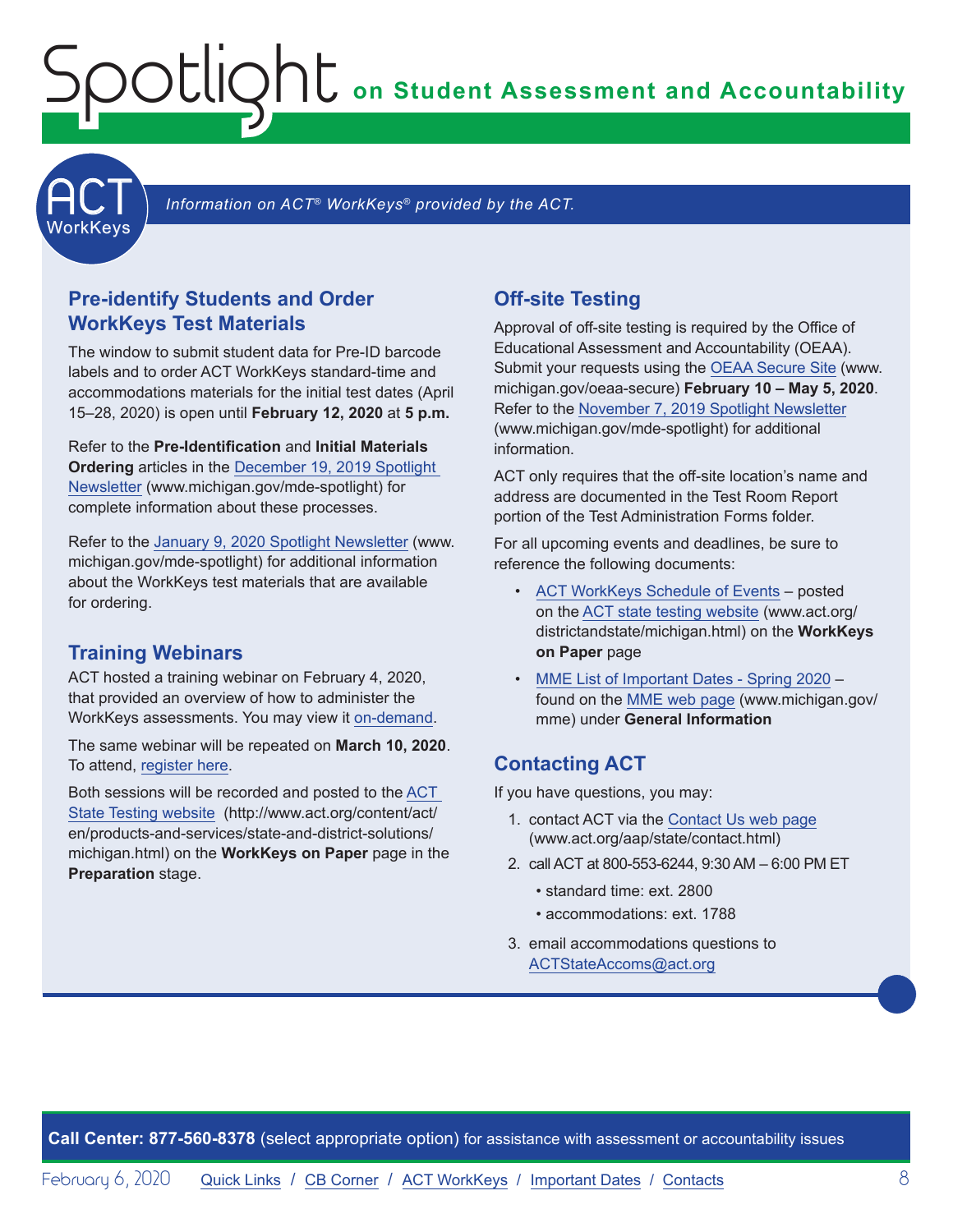## ACT WorkKeys

*Information on ACT® WorkKeys® provided by the ACT.*

### Pre-identify Students and Order WorkKeys Test Materials

The window to submit student data for Pre-ID barcode labels and to order ACT WorkKeys standard-time and accommodations materials for the initial test dates (April 15–28, 2020) is open until **February 12, 2020** at **5 p.m.**

Refer to the **Pre-Identification** and **Initial Materials Ordering** articles in the December 19, 2019 Spotlight Newsletter (www.michigan.gov/mde-spotlight) for complete information about these processes.

Refer to the January 9, 2020 Spotlight Newsletter (www.michigan.gov/mde-spotlight) for additional information about the WorkKeys test materials that are available for ordering.

### Training Webinars

ACT hosted a training webinar on February 4, 2020, that provided an overview of how to administer the WorkKeys assessments. You may view it on-demand.

The same webinar will be repeated on **March 10, 2020**. To attend, register here.

Both sessions will be recorded and posted to the ACT State Testing website (http://www.act.org/content/act/en/products-and-services/state-and-district-solutions/michigan.html) on the **WorkKeys on Paper** page in the **Preparation** stage.

### Off-site Testing

Approval of off-site testing is required by the Office of Educational Assessment and Accountability (OEAA). Submit your requests using the OEAA Secure Site (www.michigan.gov/oeaa-secure) **February 10 – May 5, 2020**. Refer to the November 7, 2019 Spotlight Newsletter (www.michigan.gov/mde-spotlight) for additional information.

ACT only requires that the off-site location's name and address are documented in the Test Room Report portion of the Test Administration Forms folder.

For all upcoming events and deadlines, be sure to reference the following documents:

- ACT WorkKeys Schedule of Events – posted on the ACT state testing website (www.act.org/districtandstate/michigan.html) on the **WorkKeys on Paper** page
- MME List of Important Dates - Spring 2020 – found on the MME web page (www.michigan.gov/mme) under **General Information**

### Contacting ACT

If you have questions, you may:

1. contact ACT via the Contact Us web page (www.act.org/aap/state/contact.html)
2. call ACT at 800-553-6244, 9:30 AM – 6:00 PM ET
   - standard time: ext. 2800
   - accommodations: ext. 1788
3. email accommodations questions to ACTStateAccoms@act.org

**Call Center: 877-560-8378** (select appropriate option) for assistance with assessment or accountability issues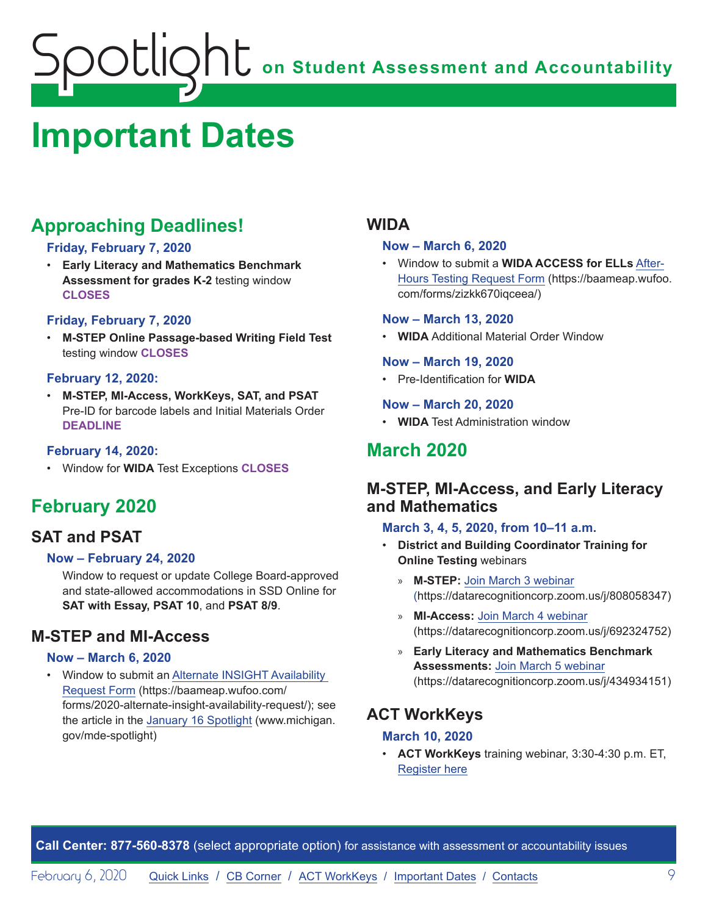# Important Dates

## Approaching Deadlines!

**Friday, February 7, 2020**

- **Early Literacy and Mathematics Benchmark Assessment for grades K-2** testing window **CLOSES**

**Friday, February 7, 2020**

- **M-STEP Online Passage-based Writing Field Test** testing window **CLOSES**

**February 12, 2020:**

- **M-STEP, MI-Access, WorkKeys, SAT, and PSAT** Pre-ID for barcode labels and Initial Materials Order **DEADLINE**

**February 14, 2020:**

- Window for **WIDA** Test Exceptions **CLOSES**

## February 2020

### SAT and PSAT

**Now – February 24, 2020**

Window to request or update College Board-approved and state-allowed accommodations in SSD Online for **SAT with Essay, PSAT 10**, and **PSAT 8/9**.

### M-STEP and MI-Access

**Now – March 6, 2020**

- Window to submit an Alternate INSIGHT Availability Request Form (https://baameap.wufoo.com/forms/2020-alternate-insight-availability-request/); see the article in the January 16 Spotlight (www.michigan.gov/mde-spotlight)

### WIDA

**Now – March 6, 2020**

- Window to submit a **WIDA ACCESS for ELLs** After-Hours Testing Request Form (https://baameap.wufoo.com/forms/zizkk670iqceea/)

**Now – March 13, 2020**

- **WIDA** Additional Material Order Window

**Now – March 19, 2020**

- Pre-Identification for **WIDA**

**Now – March 20, 2020**

- **WIDA** Test Administration window

## March 2020

### M-STEP, MI-Access, and Early Literacy and Mathematics

**March 3, 4, 5, 2020, from 10–11 a.m.**

- **District and Building Coordinator Training for Online Testing** webinars
  - **M-STEP:** Join March 3 webinar (https://datarecognitioncorp.zoom.us/j/808058347)
  - **MI-Access:** Join March 4 webinar (https://datarecognitioncorp.zoom.us/j/692324752)
  - **Early Literacy and Mathematics Benchmark Assessments:** Join March 5 webinar (https://datarecognitioncorp.zoom.us/j/434934151)

### ACT WorkKeys

**March 10, 2020**

- **ACT WorkKeys** training webinar, 3:30-4:30 p.m. ET, Register here

**Call Center: 877-560-8378** (select appropriate option) for assistance with assessment or accountability issues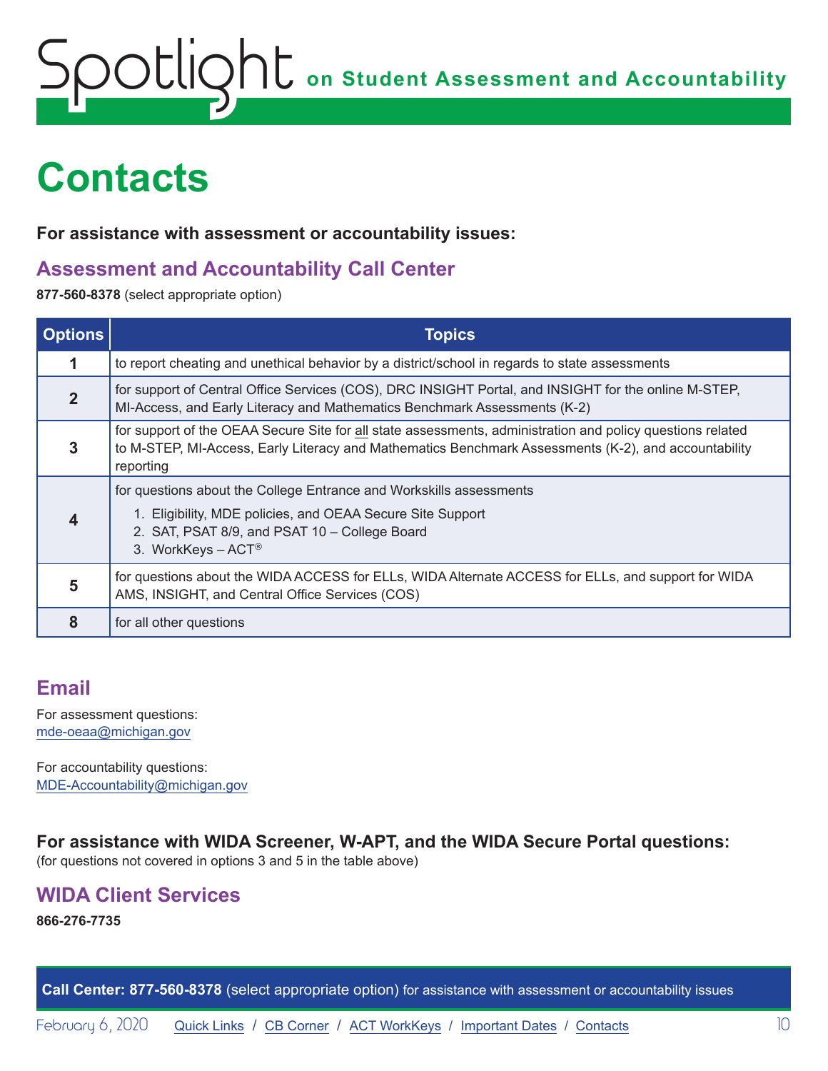# Contacts

**For assistance with assessment or accountability issues:**

## Assessment and Accountability Call Center

**877-560-8378** (select appropriate option)

| Options | Topics |
|---|---|
| **1** | to report cheating and unethical behavior by a district/school in regards to state assessments |
| **2** | for support of Central Office Services (COS), DRC INSIGHT Portal, and INSIGHT for the online M-STEP, MI-Access, and Early Literacy and Mathematics Benchmark Assessments (K-2) |
| **3** | for support of the OEAA Secure Site for <u>all</u> state assessments, administration and policy questions related to M-STEP, MI-Access, Early Literacy and Mathematics Benchmark Assessments (K-2), and accountability reporting |
| **4** | for questions about the College Entrance and Workskills assessments<br>1. Eligibility, MDE policies, and OEAA Secure Site Support<br>2. SAT, PSAT 8/9, and PSAT 10 – College Board<br>3. WorkKeys – ACT® |
| **5** | for questions about the WIDA ACCESS for ELLs, WIDA Alternate ACCESS for ELLs, and support for WIDA AMS, INSIGHT, and Central Office Services (COS) |
| **8** | for all other questions |

## Email

For assessment questions:
mde-oeaa@michigan.gov

For accountability questions:
MDE-Accountability@michigan.gov

**For assistance with WIDA Screener, W-APT, and the WIDA Secure Portal questions:**
(for questions not covered in options 3 and 5 in the table above)

## WIDA Client Services

**866-276-7735**

**Call Center: 877-560-8378** (select appropriate option) for assistance with assessment or accountability issues